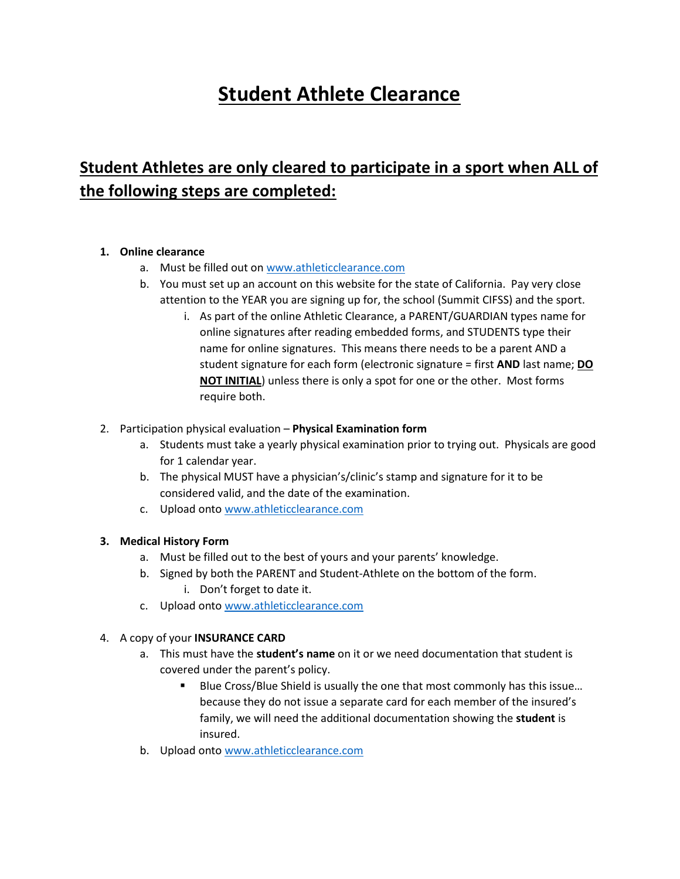# Student Athlete Clearance

## Student Athletes are only cleared to participate in a sport when ALL of the following steps are completed:

1. **Online clearance**
   a. Must be filled out on www.athleticclearance.com
   b. You must set up an account on this website for the state of California. Pay very close attention to the YEAR you are signing up for, the school (Summit CIFSS) and the sport.
      i. As part of the online Athletic Clearance, a PARENT/GUARDIAN types name for online signatures after reading embedded forms, and STUDENTS type their name for online signatures. This means there needs to be a parent AND a student signature for each form (electronic signature = first **AND** last name; **DO NOT INITIAL**) unless there is only a spot for one or the other. Most forms require both.

2. Participation physical evaluation – **Physical Examination form**
   a. Students must take a yearly physical examination prior to trying out. Physicals are good for 1 calendar year.
   b. The physical MUST have a physician's/clinic's stamp and signature for it to be considered valid, and the date of the examination.
   c. Upload onto www.athleticclearance.com

3. **Medical History Form**
   a. Must be filled out to the best of yours and your parents' knowledge.
   b. Signed by both the PARENT and Student-Athlete on the bottom of the form.
      i. Don't forget to date it.
   c. Upload onto www.athleticclearance.com

4. A copy of your **INSURANCE CARD**
   a. This must have the **student's name** on it or we need documentation that student is covered under the parent's policy.
      - Blue Cross/Blue Shield is usually the one that most commonly has this issue… because they do not issue a separate card for each member of the insured's family, we will need the additional documentation showing the **student** is insured.
   b. Upload onto www.athleticclearance.com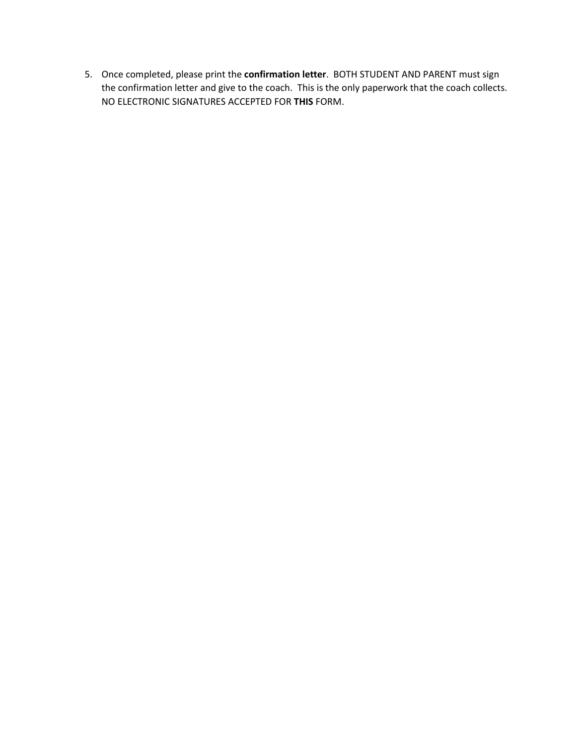5. Once completed, please print the **confirmation letter**. BOTH STUDENT AND PARENT must sign the confirmation letter and give to the coach. This is the only paperwork that the coach collects. NO ELECTRONIC SIGNATURES ACCEPTED FOR **THIS** FORM.